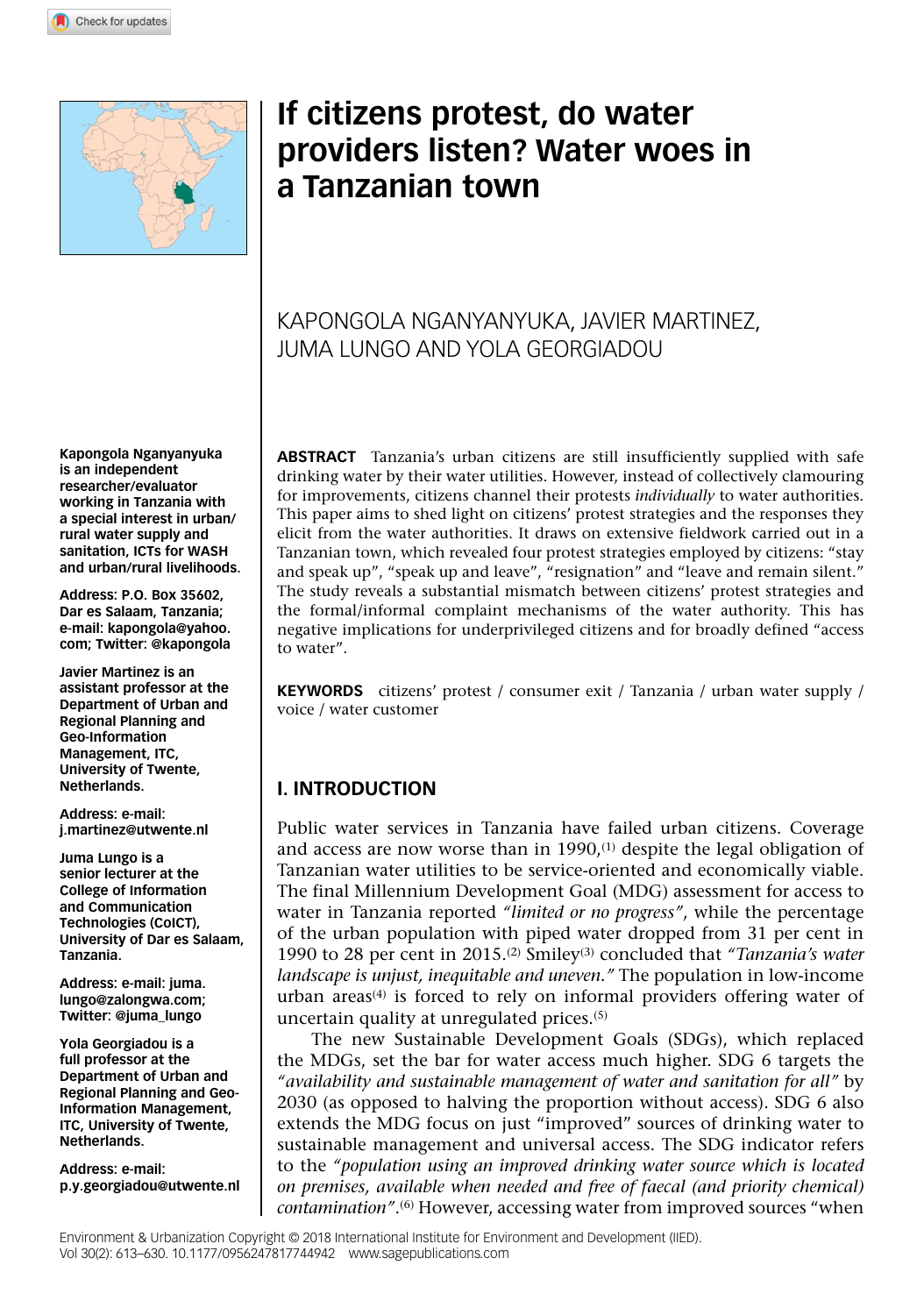# If citizens protest, do water providers listen? Water woes in a Tanzanian town

KAPONGOLA NGANYANYUKA, JAVIER MARTINEZ, JUMA LUNGO AND YOLA GEORGIADOU

**Kapongola Nganyanyuka is an independent researcher/evaluator working in Tanzania with a special interest in urban/rural water supply and sanitation, ICTs for WASH and urban/rural livelihoods.**

**Address: P.O. Box 35602, Dar es Salaam, Tanzania; e-mail: kapongola@yahoo.com; Twitter: @kapongola**

**Javier Martinez is an assistant professor at the Department of Urban and Regional Planning and Geo-Information Management, ITC, University of Twente, Netherlands.**

**Address: e-mail: j.martinez@utwente.nl**

**Juma Lungo is a senior lecturer at the College of Information and Communication Technologies (CoICT), University of Dar es Salaam, Tanzania.**

**Address: e-mail: juma.lungo@zalongwa.com; Twitter: @juma_lungo**

**Yola Georgiadou is a full professor at the Department of Urban and Regional Planning and Geo-Information Management, ITC, University of Twente, Netherlands.**

**Address: e-mail: p.y.georgiadou@utwente.nl**

**ABSTRACT** Tanzania's urban citizens are still insufficiently supplied with safe drinking water by their water utilities. However, instead of collectively clamouring for improvements, citizens channel their protests *individually* to water authorities. This paper aims to shed light on citizens' protest strategies and the responses they elicit from the water authorities. It draws on extensive fieldwork carried out in a Tanzanian town, which revealed four protest strategies employed by citizens: "stay and speak up", "speak up and leave", "resignation" and "leave and remain silent." The study reveals a substantial mismatch between citizens' protest strategies and the formal/informal complaint mechanisms of the water authority. This has negative implications for underprivileged citizens and for broadly defined "access to water".

**KEYWORDS** citizens' protest / consumer exit / Tanzania / urban water supply / voice / water customer

## I. INTRODUCTION

Public water services in Tanzania have failed urban citizens. Coverage and access are now worse than in 1990,[1] despite the legal obligation of Tanzanian water utilities to be service-oriented and economically viable. The final Millennium Development Goal (MDG) assessment for access to water in Tanzania reported *"limited or no progress"*, while the percentage of the urban population with piped water dropped from 31 per cent in 1990 to 28 per cent in 2015.[2] Smiley[3] concluded that *"Tanzania's water landscape is unjust, inequitable and uneven."* The population in low-income urban areas[4] is forced to rely on informal providers offering water of uncertain quality at unregulated prices.[5]

The new Sustainable Development Goals (SDGs), which replaced the MDGs, set the bar for water access much higher. SDG 6 targets the *"availability and sustainable management of water and sanitation for all"* by 2030 (as opposed to halving the proportion without access). SDG 6 also extends the MDG focus on just "improved" sources of drinking water to sustainable management and universal access. The SDG indicator refers to the *"population using an improved drinking water source which is located on premises, available when needed and free of faecal (and priority chemical) contamination"*.[6] However, accessing water from improved sources "when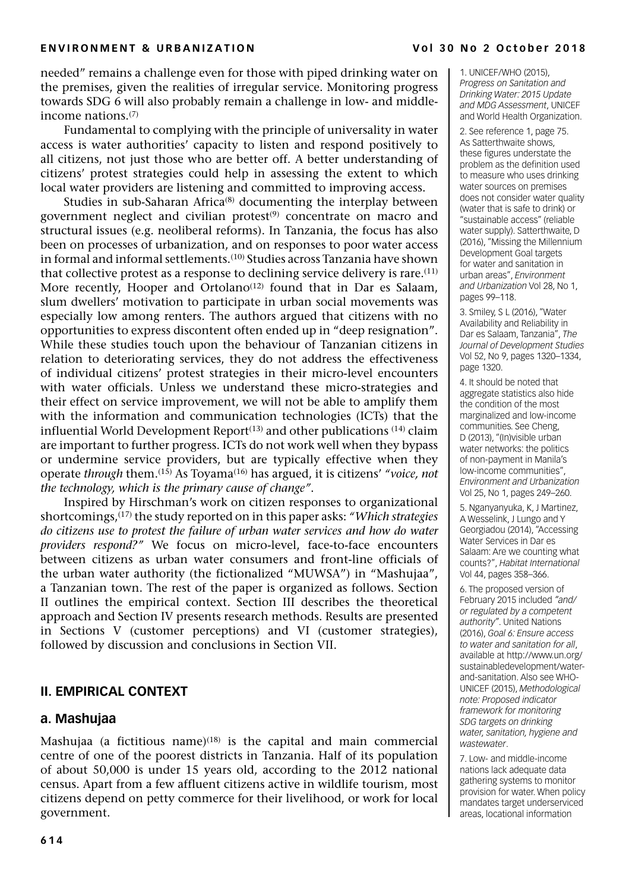needed" remains a challenge even for those with piped drinking water on the premises, given the realities of irregular service. Monitoring progress towards SDG 6 will also probably remain a challenge in low- and middle-income nations.[7]

Fundamental to complying with the principle of universality in water access is water authorities' capacity to listen and respond positively to all citizens, not just those who are better off. A better understanding of citizens' protest strategies could help in assessing the extent to which local water providers are listening and committed to improving access.

Studies in sub-Saharan Africa[8] documenting the interplay between government neglect and civilian protest[9] concentrate on macro and structural issues (e.g. neoliberal reforms). In Tanzania, the focus has also been on processes of urbanization, and on responses to poor water access in formal and informal settlements.[10] Studies across Tanzania have shown that collective protest as a response to declining service delivery is rare.[11] More recently, Hooper and Ortolano[12] found that in Dar es Salaam, slum dwellers' motivation to participate in urban social movements was especially low among renters. The authors argued that citizens with no opportunities to express discontent often ended up in "deep resignation". While these studies touch upon the behaviour of Tanzanian citizens in relation to deteriorating services, they do not address the effectiveness of individual citizens' protest strategies in their micro-level encounters with water officials. Unless we understand these micro-strategies and their effect on service improvement, we will not be able to amplify them with the information and communication technologies (ICTs) that the influential World Development Report[13] and other publications [14] claim are important to further progress. ICTs do not work well when they bypass or undermine service providers, but are typically effective when they operate *through* them.[15] As Toyama[16] has argued, it is citizens' *"voice, not the technology, which is the primary cause of change"*.

Inspired by Hirschman's work on citizen responses to organizational shortcomings,[17] the study reported on in this paper asks: *"Which strategies do citizens use to protest the failure of urban water services and how do water providers respond?"* We focus on micro-level, face-to-face encounters between citizens as urban water consumers and front-line officials of the urban water authority (the fictionalized "MUWSA") in "Mashujaa", a Tanzanian town. The rest of the paper is organized as follows. Section II outlines the empirical context. Section III describes the theoretical approach and Section IV presents research methods. Results are presented in Sections V (customer perceptions) and VI (customer strategies), followed by discussion and conclusions in Section VII.

## II. EMPIRICAL CONTEXT

### a. Mashujaa

Mashujaa (a fictitious name)[18] is the capital and main commercial centre of one of the poorest districts in Tanzania. Half of its population of about 50,000 is under 15 years old, according to the 2012 national census. Apart from a few affluent citizens active in wildlife tourism, most citizens depend on petty commerce for their livelihood, or work for local government.

---

1. UNICEF/WHO (2015), *Progress on Sanitation and Drinking Water: 2015 Update and MDG Assessment*, UNICEF and World Health Organization.

2. See reference 1, page 75. As Satterthwaite shows, these figures understate the problem as the definition used to measure who uses drinking water sources on premises does not consider water quality (water that is safe to drink) or "sustainable access" (reliable water supply). Satterthwaite, D (2016), "Missing the Millennium Development Goal targets for water and sanitation in urban areas", *Environment and Urbanization* Vol 28, No 1, pages 99–118.

3. Smiley, S L (2016), "Water Availability and Reliability in Dar es Salaam, Tanzania", *The Journal of Development Studies* Vol 52, No 9, pages 1320–1334, page 1320.

4. It should be noted that aggregate statistics also hide the condition of the most marginalized and low-income communities. See Cheng, D (2013), "(In)visible urban water networks: the politics of non-payment in Manila's low-income communities", *Environment and Urbanization* Vol 25, No 1, pages 249–260.

5. Nganyanyuka, K, J Martinez, A Wesselink, J Lungo and Y Georgiadou (2014), "Accessing Water Services in Dar es Salaam: Are we counting what counts?", *Habitat International* Vol 44, pages 358–366.

6. The proposed version of February 2015 included *"and/or regulated by a competent authority"*. United Nations (2016), *Goal 6: Ensure access to water and sanitation for all*, available at http://www.un.org/sustainabledevelopment/water-and-sanitation. Also see WHO-UNICEF (2015), *Methodological note: Proposed indicator framework for monitoring SDG targets on drinking water, sanitation, hygiene and wastewater*.

7. Low- and middle-income nations lack adequate data gathering systems to monitor provision for water. When policy mandates target underserviced areas, locational information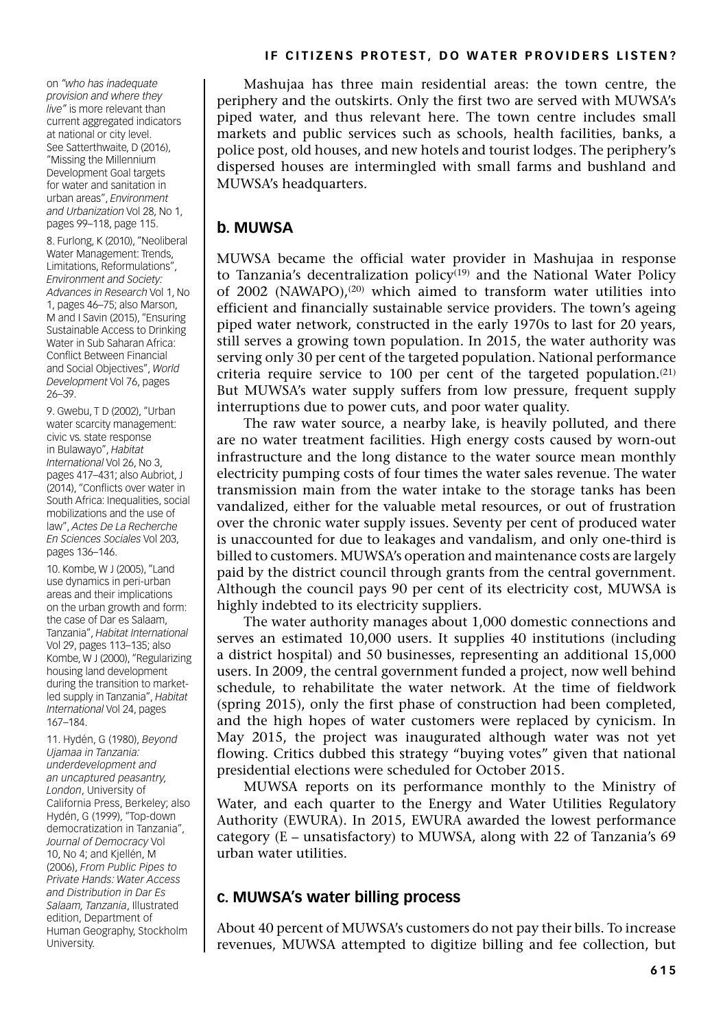Mashujaa has three main residential areas: the town centre, the periphery and the outskirts. Only the first two are served with MUWSA's piped water, and thus relevant here. The town centre includes small markets and public services such as schools, health facilities, banks, a police post, old houses, and new hotels and tourist lodges. The periphery's dispersed houses are intermingled with small farms and bushland and MUWSA's headquarters.

## b. MUWSA

MUWSA became the official water provider in Mashujaa in response to Tanzania's decentralization policy[19] and the National Water Policy of 2002 (NAWAPO),[20] which aimed to transform water utilities into efficient and financially sustainable service providers. The town's ageing piped water network, constructed in the early 1970s to last for 20 years, still serves a growing town population. In 2015, the water authority was serving only 30 per cent of the targeted population. National performance criteria require service to 100 per cent of the targeted population.[21] But MUWSA's water supply suffers from low pressure, frequent supply interruptions due to power cuts, and poor water quality.

The raw water source, a nearby lake, is heavily polluted, and there are no water treatment facilities. High energy costs caused by worn-out infrastructure and the long distance to the water source mean monthly electricity pumping costs of four times the water sales revenue. The water transmission main from the water intake to the storage tanks has been vandalized, either for the valuable metal resources, or out of frustration over the chronic water supply issues. Seventy per cent of produced water is unaccounted for due to leakages and vandalism, and only one-third is billed to customers. MUWSA's operation and maintenance costs are largely paid by the district council through grants from the central government. Although the council pays 90 per cent of its electricity cost, MUWSA is highly indebted to its electricity suppliers.

The water authority manages about 1,000 domestic connections and serves an estimated 10,000 users. It supplies 40 institutions (including a district hospital) and 50 businesses, representing an additional 15,000 users. In 2009, the central government funded a project, now well behind schedule, to rehabilitate the water network. At the time of fieldwork (spring 2015), only the first phase of construction had been completed, and the high hopes of water customers were replaced by cynicism. In May 2015, the project was inaugurated although water was not yet flowing. Critics dubbed this strategy "buying votes" given that national presidential elections were scheduled for October 2015.

MUWSA reports on its performance monthly to the Ministry of Water, and each quarter to the Energy and Water Utilities Regulatory Authority (EWURA). In 2015, EWURA awarded the lowest performance category (E – unsatisfactory) to MUWSA, along with 22 of Tanzania's 69 urban water utilities.

## c. MUWSA's water billing process

About 40 percent of MUWSA's customers do not pay their bills. To increase revenues, MUWSA attempted to digitize billing and fee collection, but

---

on *"who has inadequate provision and where they live"* is more relevant than current aggregated indicators at national or city level. See Satterthwaite, D (2016), "Missing the Millennium Development Goal targets for water and sanitation in urban areas", *Environment and Urbanization* Vol 28, No 1, pages 99–118, page 115.

8. Furlong, K (2010), "Neoliberal Water Management: Trends, Limitations, Reformulations", *Environment and Society: Advances in Research* Vol 1, No 1, pages 46–75; also Marson, M and I Savin (2015), "Ensuring Sustainable Access to Drinking Water in Sub Saharan Africa: Conflict Between Financial and Social Objectives", *World Development* Vol 76, pages 26–39.

9. Gwebu, T D (2002), "Urban water scarcity management: civic vs. state response in Bulawayo", *Habitat International* Vol 26, No 3, pages 417–431; also Aubriot, J (2014), "Conflicts over water in South Africa: Inequalities, social mobilizations and the use of law", *Actes De La Recherche En Sciences Sociales* Vol 203, pages 136–146.

10. Kombe, W J (2005), "Land use dynamics in peri-urban areas and their implications on the urban growth and form: the case of Dar es Salaam, Tanzania", *Habitat International* Vol 29, pages 113–135; also Kombe, W J (2000), "Regularizing housing land development during the transition to market-led supply in Tanzania", *Habitat International* Vol 24, pages 167–184.

11. Hydén, G (1980), *Beyond Ujamaa in Tanzania: underdevelopment and an uncaptured peasantry, London*, University of California Press, Berkeley; also Hydén, G (1999), "Top-down democratization in Tanzania", *Journal of Democracy* Vol 10, No 4; and Kjellén, M (2006), *From Public Pipes to Private Hands: Water Access and Distribution in Dar Es Salaam, Tanzania*, Illustrated edition, Department of Human Geography, Stockholm University.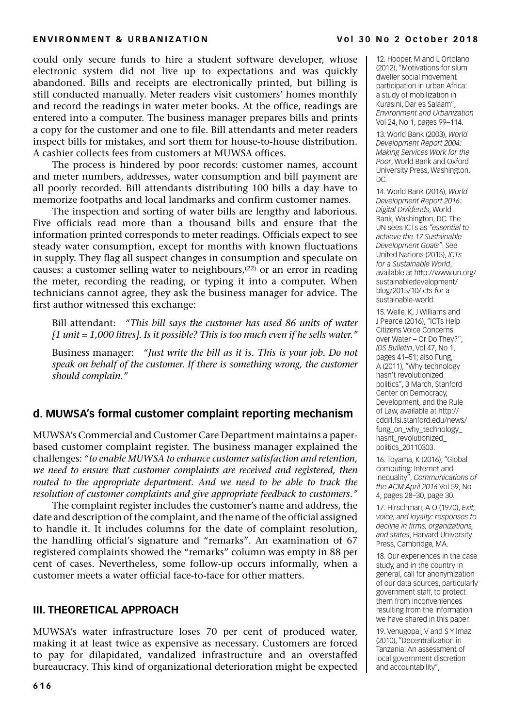could only secure funds to hire a student software developer, whose electronic system did not live up to expectations and was quickly abandoned. Bills and receipts are electronically printed, but billing is still conducted manually. Meter readers visit customers' homes monthly and record the readings in water meter books. At the office, readings are entered into a computer. The business manager prepares bills and prints a copy for the customer and one to file. Bill attendants and meter readers inspect bills for mistakes, and sort them for house-to-house distribution. A cashier collects fees from customers at MUWSA offices.

The process is hindered by poor records: customer names, account and meter numbers, addresses, water consumption and bill payment are all poorly recorded. Bill attendants distributing 100 bills a day have to memorize footpaths and local landmarks and confirm customer names.

The inspection and sorting of water bills are lengthy and laborious. Five officials read more than a thousand bills and ensure that the information printed corresponds to meter readings. Officials expect to see steady water consumption, except for months with known fluctuations in supply. They flag all suspect changes in consumption and speculate on causes: a customer selling water to neighbours,[22] or an error in reading the meter, recording the reading, or typing it into a computer. When technicians cannot agree, they ask the business manager for advice. The first author witnessed this exchange:

> Bill attendant: *"This bill says the customer has used 86 units of water [1 unit = 1,000 litres]. Is it possible? This is too much even if he sells water."*
>
> Business manager: *"Just write the bill as it is. This is your job. Do not speak on behalf of the customer. If there is something wrong, the customer should complain."*

### d. MUWSA's formal customer complaint reporting mechanism

MUWSA's Commercial and Customer Care Department maintains a paper-based customer complaint register. The business manager explained the challenges: *"to enable MUWSA to enhance customer satisfaction and retention, we need to ensure that customer complaints are received and registered, then routed to the appropriate department. And we need to be able to track the resolution of customer complaints and give appropriate feedback to customers."*

The complaint register includes the customer's name and address, the date and description of the complaint, and the name of the official assigned to handle it. It includes columns for the date of complaint resolution, the handling official's signature and "remarks". An examination of 67 registered complaints showed the "remarks" column was empty in 88 per cent of cases. Nevertheless, some follow-up occurs informally, when a customer meets a water official face-to-face for other matters.

## III. THEORETICAL APPROACH

MUWSA's water infrastructure loses 70 per cent of produced water, making it at least twice as expensive as necessary. Customers are forced to pay for dilapidated, vandalized infrastructure and an overstaffed bureaucracy. This kind of organizational deterioration might be expected

12. Hooper, M and L Ortolano (2012), "Motivations for slum dweller social movement participation in urban Africa: a study of mobilization in Kurasini, Dar es Salaam", *Environment and Urbanization* Vol 24, No 1, pages 99–114.

13. World Bank (2003), *World Development Report 2004: Making Services Work for the Poor*, World Bank and Oxford University Press, Washington, DC.

14. World Bank (2016), *World Development Report 2016: Digital Dividends*, World Bank, Washington, DC. The UN sees ICTs as *"essential to achieve the 17 Sustainable Development Goals"*. See United Nations (2015), *ICTs for a Sustainable World*, available at http://www.un.org/sustainabledevelopment/blog/2015/10/icts-for-a-sustainable-world.

15. Welle, K, J Williams and J Pearce (2016), "ICTs Help Citizens Voice Concerns over Water – Or Do They?", *IDS Bulletin*, Vol 47, No 1, pages 41–51; also Fung, A (2011), "Why technology hasn't revolutionized politics", 3 March, Stanford Center on Democracy, Development, and the Rule of Law, available at http://cddrl.fsi.stanford.edu/news/fung_on_why_technology_hasnt_revolutionized_politics_20110303.

16. Toyama, K (2016), "Global computing: Internet and inequality", *Communications of the ACM April 2016* Vol 59, No 4, pages 28–30, page 30.

17. Hirschman, A O (1970), *Exit, voice, and loyalty: responses to decline in firms, organizations, and states*, Harvard University Press, Cambridge, MA.

18. Our experiences in the case study, and in the country in general, call for anonymization of our data sources, particularly government staff, to protect them from inconveniences resulting from the information we have shared in this paper.

19. Venugopal, V and S Yilmaz (2010), "Decentralization in Tanzania: An assessment of local government discretion and accountability",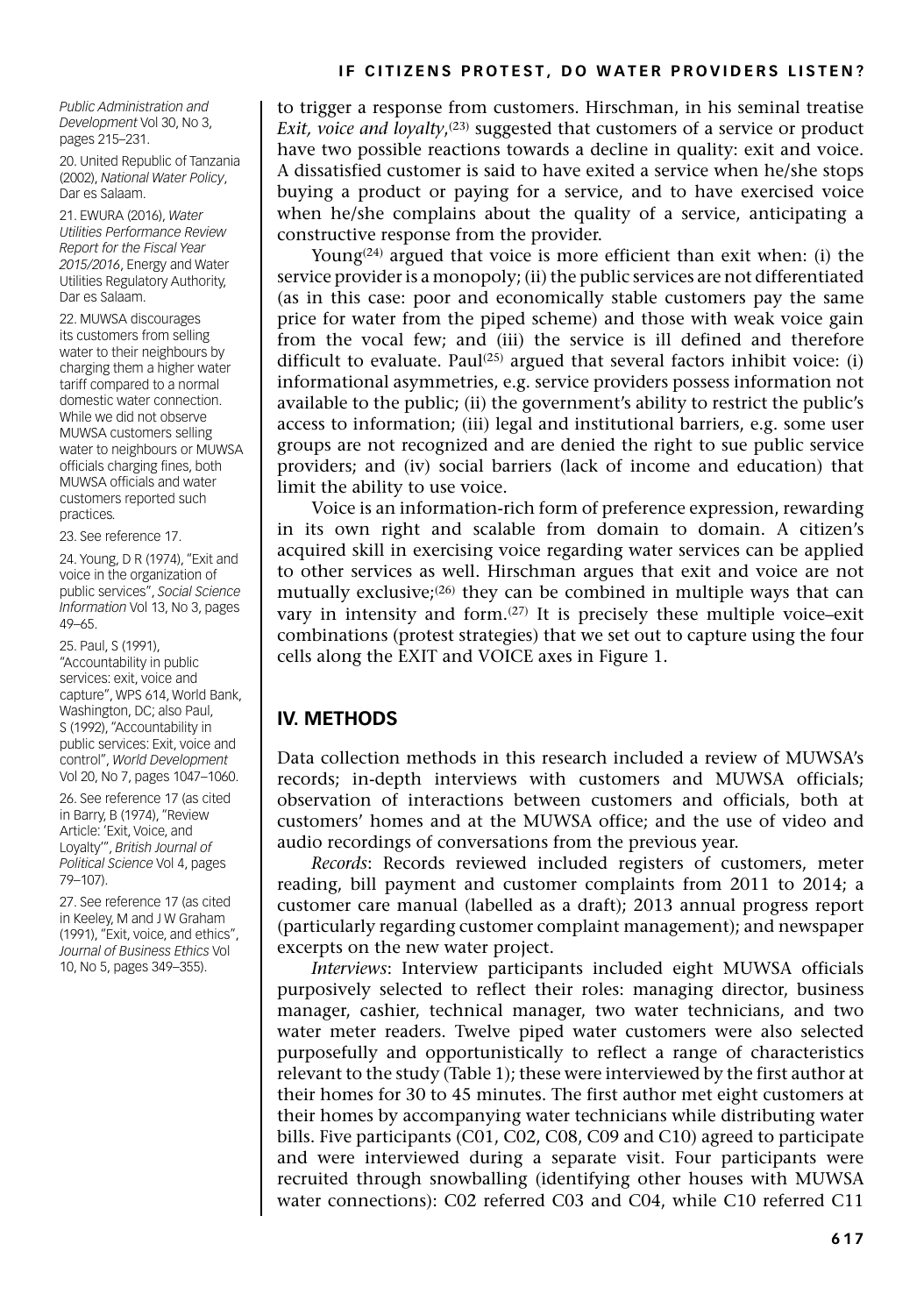to trigger a response from customers. Hirschman, in his seminal treatise *Exit, voice and loyalty*,[23] suggested that customers of a service or product have two possible reactions towards a decline in quality: exit and voice. A dissatisfied customer is said to have exited a service when he/she stops buying a product or paying for a service, and to have exercised voice when he/she complains about the quality of a service, anticipating a constructive response from the provider.

Young[24] argued that voice is more efficient than exit when: (i) the service provider is a monopoly; (ii) the public services are not differentiated (as in this case: poor and economically stable customers pay the same price for water from the piped scheme) and those with weak voice gain from the vocal few; and (iii) the service is ill defined and therefore difficult to evaluate. Paul[25] argued that several factors inhibit voice: (i) informational asymmetries, e.g. service providers possess information not available to the public; (ii) the government's ability to restrict the public's access to information; (iii) legal and institutional barriers, e.g. some user groups are not recognized and are denied the right to sue public service providers; and (iv) social barriers (lack of income and education) that limit the ability to use voice.

Voice is an information-rich form of preference expression, rewarding in its own right and scalable from domain to domain. A citizen's acquired skill in exercising voice regarding water services can be applied to other services as well. Hirschman argues that exit and voice are not mutually exclusive;[26] they can be combined in multiple ways that can vary in intensity and form.[27] It is precisely these multiple voice–exit combinations (protest strategies) that we set out to capture using the four cells along the EXIT and VOICE axes in Figure 1.

## IV. METHODS

Data collection methods in this research included a review of MUWSA's records; in-depth interviews with customers and MUWSA officials; observation of interactions between customers and officials, both at customers' homes and at the MUWSA office; and the use of video and audio recordings of conversations from the previous year.

*Records*: Records reviewed included registers of customers, meter reading, bill payment and customer complaints from 2011 to 2014; a customer care manual (labelled as a draft); 2013 annual progress report (particularly regarding customer complaint management); and newspaper excerpts on the new water project.

*Interviews*: Interview participants included eight MUWSA officials purposively selected to reflect their roles: managing director, business manager, cashier, technical manager, two water technicians, and two water meter readers. Twelve piped water customers were also selected purposefully and opportunistically to reflect a range of characteristics relevant to the study (Table 1); these were interviewed by the first author at their homes for 30 to 45 minutes. The first author met eight customers at their homes by accompanying water technicians while distributing water bills. Five participants (C01, C02, C08, C09 and C10) agreed to participate and were interviewed during a separate visit. Four participants were recruited through snowballing (identifying other houses with MUWSA water connections): C02 referred C03 and C04, while C10 referred C11

---

*Public Administration and Development* Vol 30, No 3, pages 215–231.

20. United Republic of Tanzania (2002), *National Water Policy*, Dar es Salaam.

21. EWURA (2016), *Water Utilities Performance Review Report for the Fiscal Year 2015/2016*, Energy and Water Utilities Regulatory Authority, Dar es Salaam.

22. MUWSA discourages its customers from selling water to their neighbours by charging them a higher water tariff compared to a normal domestic water connection. While we did not observe MUWSA customers selling water to neighbours or MUWSA officials charging fines, both MUWSA officials and water customers reported such practices.

23. See reference 17.

24. Young, D R (1974), "Exit and voice in the organization of public services", *Social Science Information* Vol 13, No 3, pages 49–65.

25. Paul, S (1991), "Accountability in public services: exit, voice and capture", WPS 614, World Bank, Washington, DC; also Paul, S (1992), "Accountability in public services: Exit, voice and control", *World Development* Vol 20, No 7, pages 1047–1060.

26. See reference 17 (as cited in Barry, B (1974), "Review Article: 'Exit, Voice, and Loyalty'", *British Journal of Political Science* Vol 4, pages 79–107).

27. See reference 17 (as cited in Keeley, M and J W Graham (1991), "Exit, voice, and ethics", *Journal of Business Ethics* Vol 10, No 5, pages 349–355).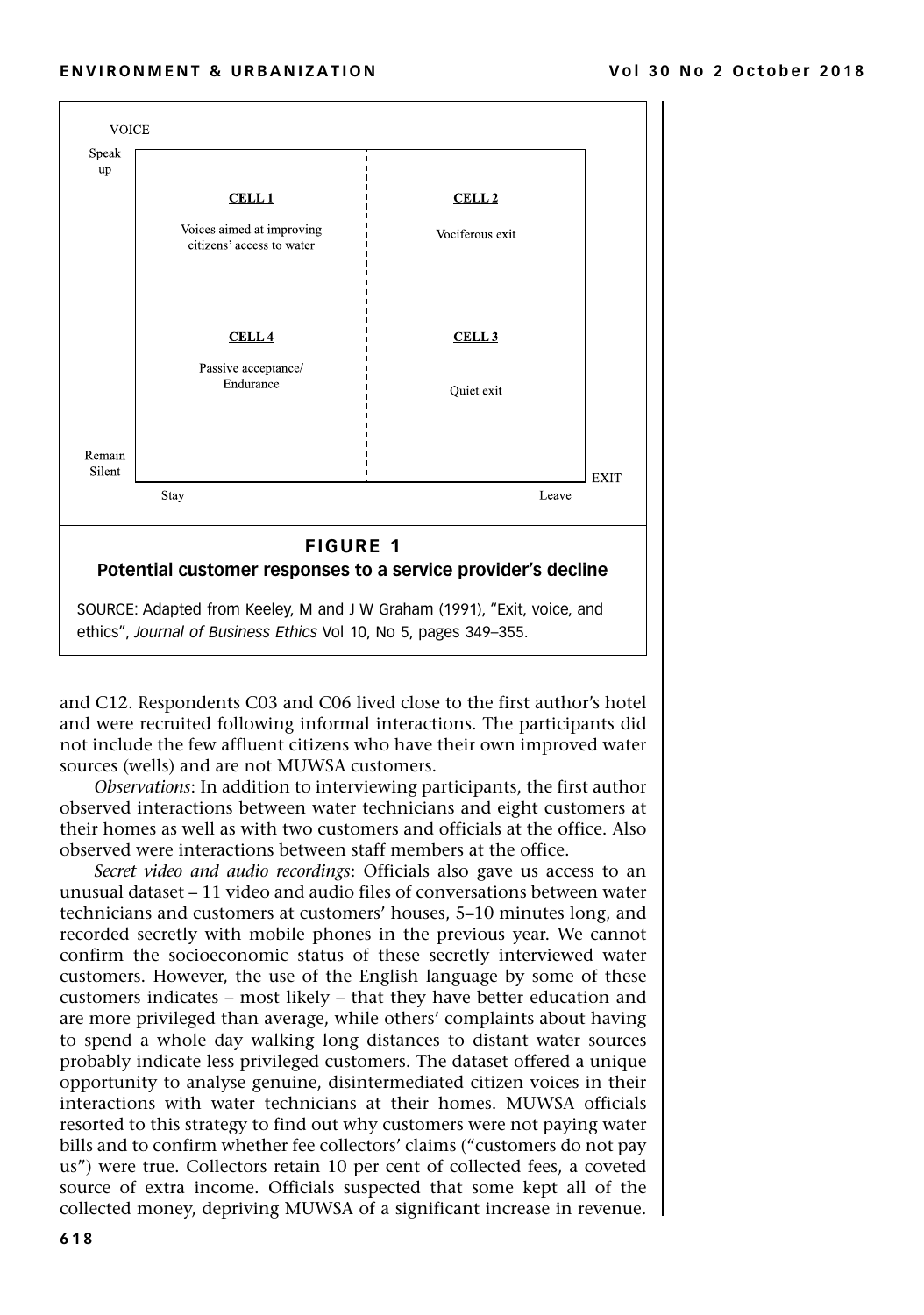| VOICE | Stay | Leave |
|---|---|---|
| Speak up | **CELL 1** Voices aimed at improving citizens' access to water | **CELL 2** Vociferous exit |
| Remain Silent | **CELL 4** Passive acceptance/ Endurance | **CELL 3** Quiet exit |

EXIT

**FIGURE 1**
**Potential customer responses to a service provider's decline**

SOURCE: Adapted from Keeley, M and J W Graham (1991), "Exit, voice, and ethics", *Journal of Business Ethics* Vol 10, No 5, pages 349–355.

and C12. Respondents C03 and C06 lived close to the first author's hotel and were recruited following informal interactions. The participants did not include the few affluent citizens who have their own improved water sources (wells) and are not MUWSA customers.

*Observations*: In addition to interviewing participants, the first author observed interactions between water technicians and eight customers at their homes as well as with two customers and officials at the office. Also observed were interactions between staff members at the office.

*Secret video and audio recordings*: Officials also gave us access to an unusual dataset – 11 video and audio files of conversations between water technicians and customers at customers' houses, 5–10 minutes long, and recorded secretly with mobile phones in the previous year. We cannot confirm the socioeconomic status of these secretly interviewed water customers. However, the use of the English language by some of these customers indicates – most likely – that they have better education and are more privileged than average, while others' complaints about having to spend a whole day walking long distances to distant water sources probably indicate less privileged customers. The dataset offered a unique opportunity to analyse genuine, disintermediated citizen voices in their interactions with water technicians at their homes. MUWSA officials resorted to this strategy to find out why customers were not paying water bills and to confirm whether fee collectors' claims ("customers do not pay us") were true. Collectors retain 10 per cent of collected fees, a coveted source of extra income. Officials suspected that some kept all of the collected money, depriving MUWSA of a significant increase in revenue.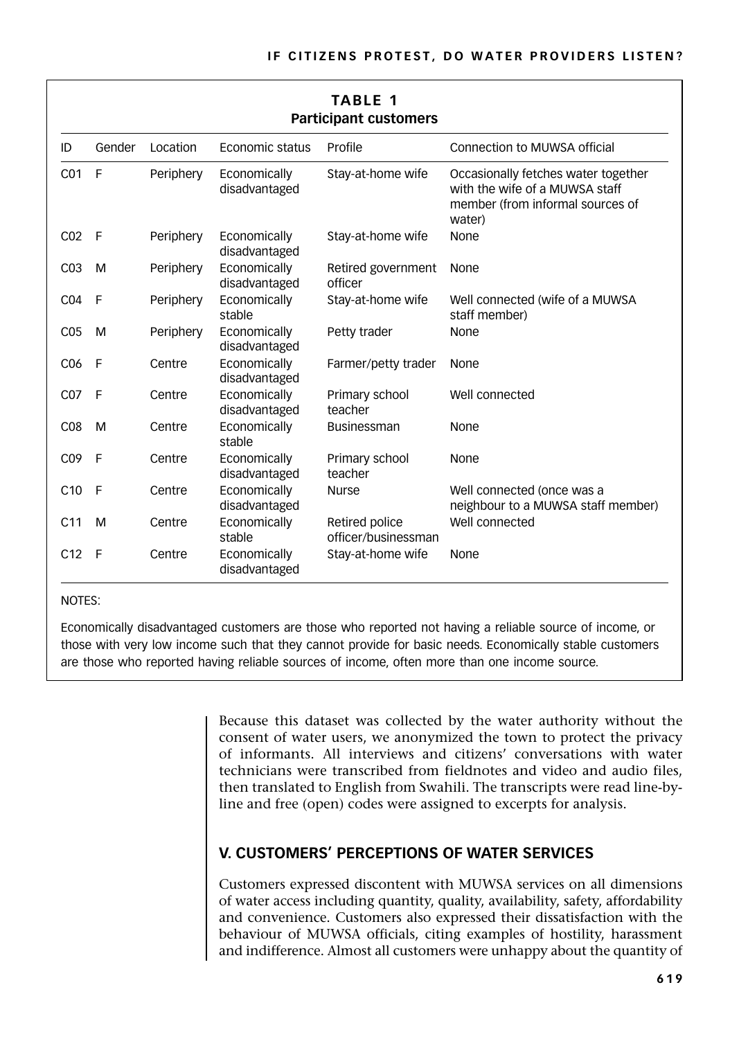**TABLE 1**
**Participant customers**

| ID | Gender | Location | Economic status | Profile | Connection to MUWSA official |
|---|---|---|---|---|---|
| C01 | F | Periphery | Economically disadvantaged | Stay-at-home wife | Occasionally fetches water together with the wife of a MUWSA staff member (from informal sources of water) |
| C02 | F | Periphery | Economically disadvantaged | Stay-at-home wife | None |
| C03 | M | Periphery | Economically disadvantaged | Retired government officer | None |
| C04 | F | Periphery | Economically stable | Stay-at-home wife | Well connected (wife of a MUWSA staff member) |
| C05 | M | Periphery | Economically disadvantaged | Petty trader | None |
| C06 | F | Centre | Economically disadvantaged | Farmer/petty trader | None |
| C07 | F | Centre | Economically disadvantaged | Primary school teacher | Well connected |
| C08 | M | Centre | Economically stable | Businessman | None |
| C09 | F | Centre | Economically disadvantaged | Primary school teacher | None |
| C10 | F | Centre | Economically disadvantaged | Nurse | Well connected (once was a neighbour to a MUWSA staff member) |
| C11 | M | Centre | Economically stable | Retired police officer/businessman | Well connected |
| C12 | F | Centre | Economically disadvantaged | Stay-at-home wife | None |

NOTES:

Economically disadvantaged customers are those who reported not having a reliable source of income, or those with very low income such that they cannot provide for basic needs. Economically stable customers are those who reported having reliable sources of income, often more than one income source.

Because this dataset was collected by the water authority without the consent of water users, we anonymized the town to protect the privacy of informants. All interviews and citizens' conversations with water technicians were transcribed from fieldnotes and video and audio files, then translated to English from Swahili. The transcripts were read line-by-line and free (open) codes were assigned to excerpts for analysis.

## V. CUSTOMERS' PERCEPTIONS OF WATER SERVICES

Customers expressed discontent with MUWSA services on all dimensions of water access including quantity, quality, availability, safety, affordability and convenience. Customers also expressed their dissatisfaction with the behaviour of MUWSA officials, citing examples of hostility, harassment and indifference. Almost all customers were unhappy about the quantity of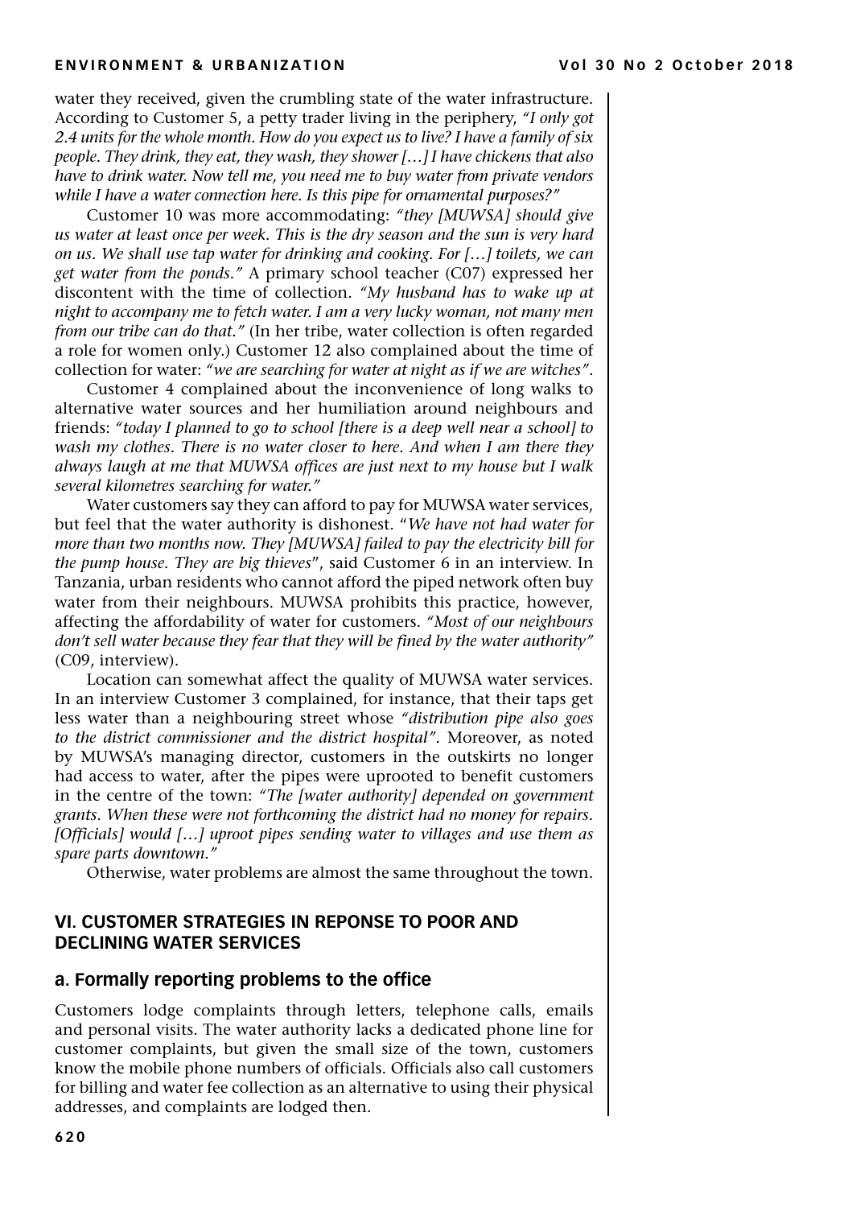water they received, given the crumbling state of the water infrastructure. According to Customer 5, a petty trader living in the periphery, *"I only got 2.4 units for the whole month. How do you expect us to live? I have a family of six people. They drink, they eat, they wash, they shower […] I have chickens that also have to drink water. Now tell me, you need me to buy water from private vendors while I have a water connection here. Is this pipe for ornamental purposes?"*

Customer 10 was more accommodating: *"they [MUWSA] should give us water at least once per week. This is the dry season and the sun is very hard on us. We shall use tap water for drinking and cooking. For […] toilets, we can get water from the ponds."* A primary school teacher (C07) expressed her discontent with the time of collection. *"My husband has to wake up at night to accompany me to fetch water. I am a very lucky woman, not many men from our tribe can do that."* (In her tribe, water collection is often regarded a role for women only.) Customer 12 also complained about the time of collection for water: *"we are searching for water at night as if we are witches"*.

Customer 4 complained about the inconvenience of long walks to alternative water sources and her humiliation around neighbours and friends: *"today I planned to go to school [there is a deep well near a school] to wash my clothes. There is no water closer to here. And when I am there they always laugh at me that MUWSA offices are just next to my house but I walk several kilometres searching for water."*

Water customers say they can afford to pay for MUWSA water services, but feel that the water authority is dishonest. "*We have not had water for more than two months now. They [MUWSA] failed to pay the electricity bill for the pump house. They are big thieves*", said Customer 6 in an interview. In Tanzania, urban residents who cannot afford the piped network often buy water from their neighbours. MUWSA prohibits this practice, however, affecting the affordability of water for customers. *"Most of our neighbours don't sell water because they fear that they will be fined by the water authority"* (C09, interview).

Location can somewhat affect the quality of MUWSA water services. In an interview Customer 3 complained, for instance, that their taps get less water than a neighbouring street whose *"distribution pipe also goes to the district commissioner and the district hospital"*. Moreover, as noted by MUWSA's managing director, customers in the outskirts no longer had access to water, after the pipes were uprooted to benefit customers in the centre of the town: *"The [water authority] depended on government grants. When these were not forthcoming the district had no money for repairs. [Officials] would […] uproot pipes sending water to villages and use them as spare parts downtown."*

Otherwise, water problems are almost the same throughout the town.

## VI. CUSTOMER STRATEGIES IN REPONSE TO POOR AND DECLINING WATER SERVICES

### a. Formally reporting problems to the office

Customers lodge complaints through letters, telephone calls, emails and personal visits. The water authority lacks a dedicated phone line for customer complaints, but given the small size of the town, customers know the mobile phone numbers of officials. Officials also call customers for billing and water fee collection as an alternative to using their physical addresses, and complaints are lodged then.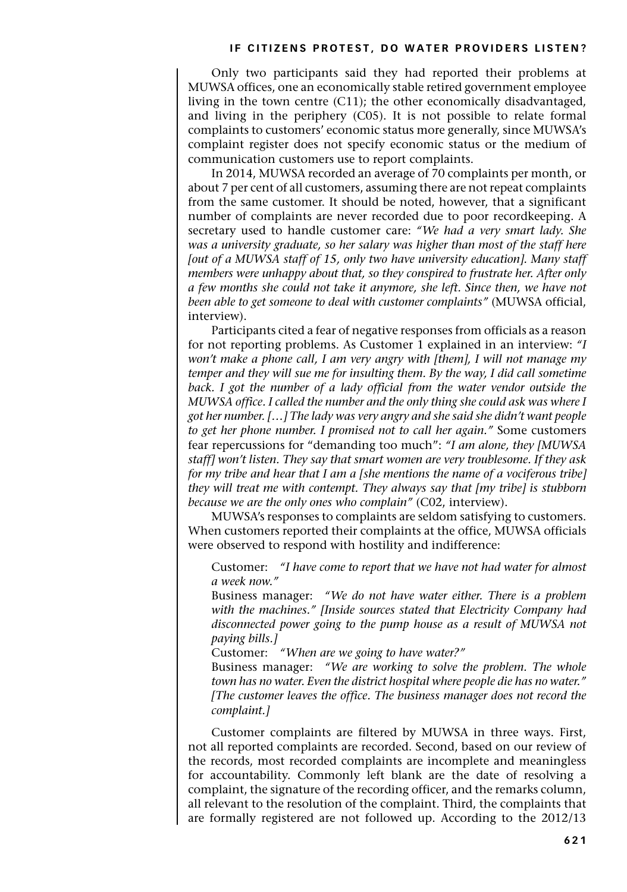Only two participants said they had reported their problems at MUWSA offices, one an economically stable retired government employee living in the town centre (C11); the other economically disadvantaged, and living in the periphery (C05). It is not possible to relate formal complaints to customers' economic status more generally, since MUWSA's complaint register does not specify economic status or the medium of communication customers use to report complaints.

In 2014, MUWSA recorded an average of 70 complaints per month, or about 7 per cent of all customers, assuming there are not repeat complaints from the same customer. It should be noted, however, that a significant number of complaints are never recorded due to poor recordkeeping. A secretary used to handle customer care: *"We had a very smart lady. She was a university graduate, so her salary was higher than most of the staff here [out of a MUWSA staff of 15, only two have university education]. Many staff members were unhappy about that, so they conspired to frustrate her. After only a few months she could not take it anymore, she left. Since then, we have not been able to get someone to deal with customer complaints"* (MUWSA official, interview).

Participants cited a fear of negative responses from officials as a reason for not reporting problems. As Customer 1 explained in an interview: *"I won't make a phone call, I am very angry with [them], I will not manage my temper and they will sue me for insulting them. By the way, I did call sometime back. I got the number of a lady official from the water vendor outside the MUWSA office. I called the number and the only thing she could ask was where I got her number. […] The lady was very angry and she said she didn't want people to get her phone number. I promised not to call her again."* Some customers fear repercussions for "demanding too much": *"I am alone, they [MUWSA staff] won't listen. They say that smart women are very troublesome. If they ask for my tribe and hear that I am a [she mentions the name of a vociferous tribe] they will treat me with contempt. They always say that [my tribe] is stubborn because we are the only ones who complain"* (C02, interview).

MUWSA's responses to complaints are seldom satisfying to customers. When customers reported their complaints at the office, MUWSA officials were observed to respond with hostility and indifference:

> Customer: *"I have come to report that we have not had water for almost a week now."*
>
> Business manager: *"We do not have water either. There is a problem with the machines." [Inside sources stated that Electricity Company had disconnected power going to the pump house as a result of MUWSA not paying bills.]*
>
> Customer: *"When are we going to have water?"*
>
> Business manager: *"We are working to solve the problem. The whole town has no water. Even the district hospital where people die has no water." [The customer leaves the office. The business manager does not record the complaint.]*

Customer complaints are filtered by MUWSA in three ways. First, not all reported complaints are recorded. Second, based on our review of the records, most recorded complaints are incomplete and meaningless for accountability. Commonly left blank are the date of resolving a complaint, the signature of the recording officer, and the remarks column, all relevant to the resolution of the complaint. Third, the complaints that are formally registered are not followed up. According to the 2012/13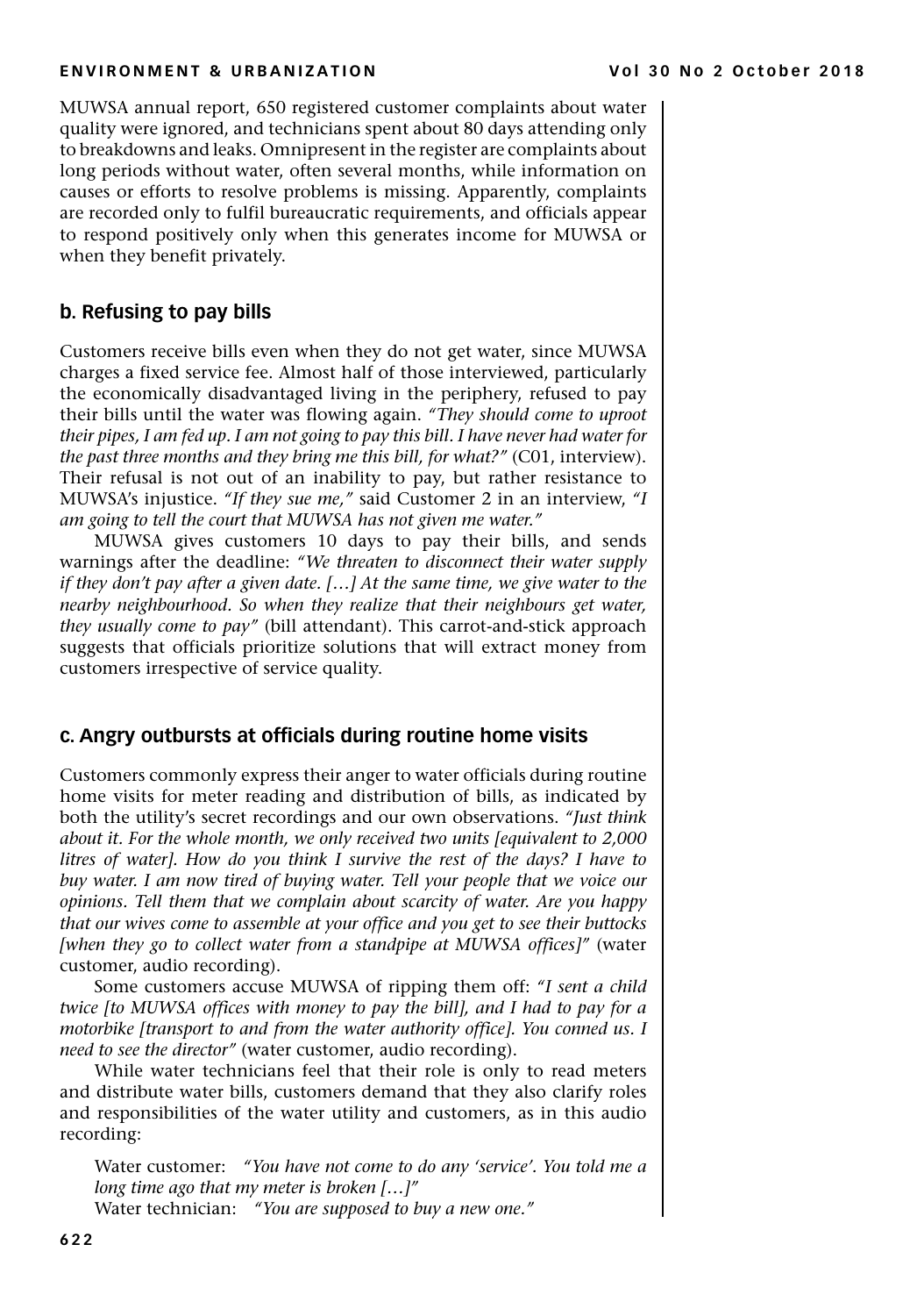MUWSA annual report, 650 registered customer complaints about water quality were ignored, and technicians spent about 80 days attending only to breakdowns and leaks. Omnipresent in the register are complaints about long periods without water, often several months, while information on causes or efforts to resolve problems is missing. Apparently, complaints are recorded only to fulfil bureaucratic requirements, and officials appear to respond positively only when this generates income for MUWSA or when they benefit privately.

### b. Refusing to pay bills

Customers receive bills even when they do not get water, since MUWSA charges a fixed service fee. Almost half of those interviewed, particularly the economically disadvantaged living in the periphery, refused to pay their bills until the water was flowing again. *"They should come to uproot their pipes, I am fed up. I am not going to pay this bill. I have never had water for the past three months and they bring me this bill, for what?"* (C01, interview). Their refusal is not out of an inability to pay, but rather resistance to MUWSA's injustice. *"If they sue me,"* said Customer 2 in an interview, *"I am going to tell the court that MUWSA has not given me water."*

MUWSA gives customers 10 days to pay their bills, and sends warnings after the deadline: *"We threaten to disconnect their water supply if they don't pay after a given date. […] At the same time, we give water to the nearby neighbourhood. So when they realize that their neighbours get water, they usually come to pay"* (bill attendant). This carrot-and-stick approach suggests that officials prioritize solutions that will extract money from customers irrespective of service quality.

### c. Angry outbursts at officials during routine home visits

Customers commonly express their anger to water officials during routine home visits for meter reading and distribution of bills, as indicated by both the utility's secret recordings and our own observations. *"Just think about it. For the whole month, we only received two units [equivalent to 2,000 litres of water]. How do you think I survive the rest of the days? I have to buy water. I am now tired of buying water. Tell your people that we voice our opinions. Tell them that we complain about scarcity of water. Are you happy that our wives come to assemble at your office and you get to see their buttocks [when they go to collect water from a standpipe at MUWSA offices]"* (water customer, audio recording).

Some customers accuse MUWSA of ripping them off: *"I sent a child twice [to MUWSA offices with money to pay the bill], and I had to pay for a motorbike [transport to and from the water authority office]. You conned us. I need to see the director"* (water customer, audio recording).

While water technicians feel that their role is only to read meters and distribute water bills, customers demand that they also clarify roles and responsibilities of the water utility and customers, as in this audio recording:

> Water customer: *"You have not come to do any 'service'. You told me a long time ago that my meter is broken […]"*
> Water technician: *"You are supposed to buy a new one."*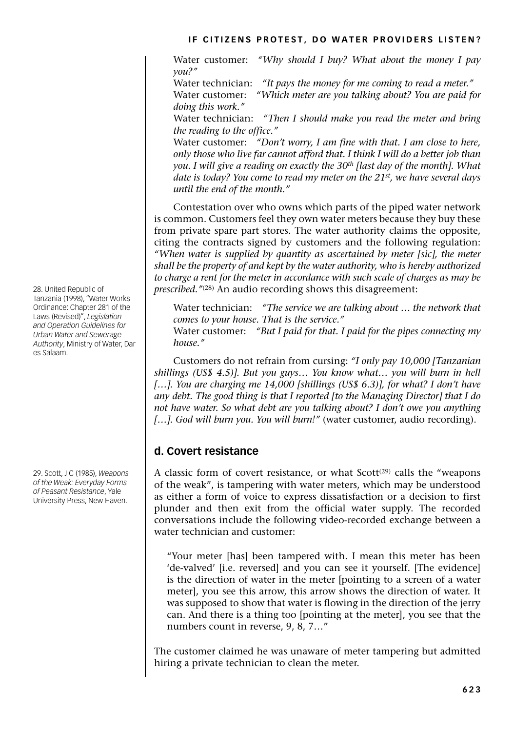Water customer: *"Why should I buy? What about the money I pay you?"*

Water technician: *"It pays the money for me coming to read a meter."*

Water customer: *"Which meter are you talking about? You are paid for doing this work."*

Water technician: *"Then I should make you read the meter and bring the reading to the office."*

Water customer: *"Don't worry, I am fine with that. I am close to here, only those who live far cannot afford that. I think I will do a better job than you. I will give a reading on exactly the 30th [last day of the month]. What date is today? You come to read my meter on the 21st, we have several days until the end of the month."*

Contestation over who owns which parts of the piped water network is common. Customers feel they own water meters because they buy these from private spare part stores. The water authority claims the opposite, citing the contracts signed by customers and the following regulation: *"When water is supplied by quantity as ascertained by meter [sic], the meter shall be the property of and kept by the water authority, who is hereby authorized to charge a rent for the meter in accordance with such scale of charges as may be prescribed."*[28] An audio recording shows this disagreement:

Water technician: *"The service we are talking about … the network that comes to your house. That is the service."*

Water customer: *"But I paid for that. I paid for the pipes connecting my house."*

Customers do not refrain from cursing: *"I only pay 10,000 [Tanzanian shillings (US$ 4.5)]. But you guys… You know what… you will burn in hell […]. You are charging me 14,000 [shillings (US$ 6.3)], for what? I don't have any debt. The good thing is that I reported [to the Managing Director] that I do not have water. So what debt are you talking about? I don't owe you anything […]. God will burn you. You will burn!"* (water customer, audio recording).

## d. Covert resistance

A classic form of covert resistance, or what Scott[29] calls the "weapons of the weak", is tampering with water meters, which may be understood as either a form of voice to express dissatisfaction or a decision to first plunder and then exit from the official water supply. The recorded conversations include the following video-recorded exchange between a water technician and customer:

> "Your meter [has] been tampered with. I mean this meter has been 'de-valved' [i.e. reversed] and you can see it yourself. [The evidence] is the direction of water in the meter [pointing to a screen of a water meter], you see this arrow, this arrow shows the direction of water. It was supposed to show that water is flowing in the direction of the jerry can. And there is a thing too [pointing at the meter], you see that the numbers count in reverse, 9, 8, 7…"

The customer claimed he was unaware of meter tampering but admitted hiring a private technician to clean the meter.

28. United Republic of Tanzania (1998), "Water Works Ordinance: Chapter 281 of the Laws (Revised)", *Legislation and Operation Guidelines for Urban Water and Sewerage Authority*, Ministry of Water, Dar es Salaam.

29. Scott, J C (1985), *Weapons of the Weak: Everyday Forms of Peasant Resistance*, Yale University Press, New Haven.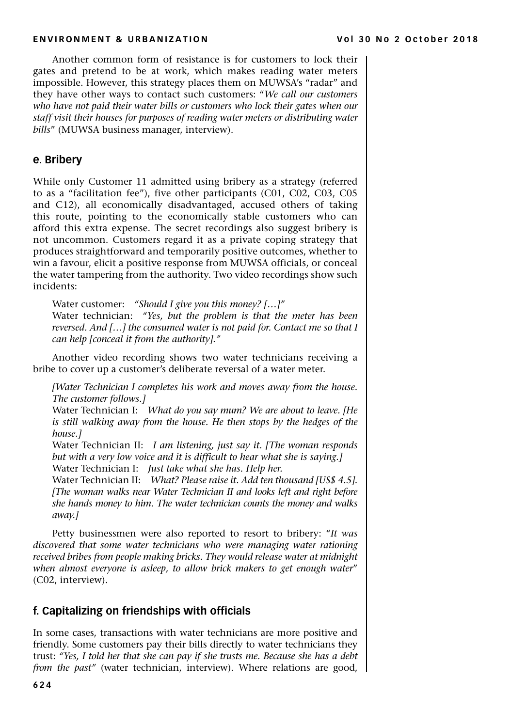Another common form of resistance is for customers to lock their gates and pretend to be at work, which makes reading water meters impossible. However, this strategy places them on MUWSA's "radar" and they have other ways to contact such customers: "*We call our customers who have not paid their water bills or customers who lock their gates when our staff visit their houses for purposes of reading water meters or distributing water bills*" (MUWSA business manager, interview).

### e. Bribery

While only Customer 11 admitted using bribery as a strategy (referred to as a "facilitation fee"), five other participants (C01, C02, C03, C05 and C12), all economically disadvantaged, accused others of taking this route, pointing to the economically stable customers who can afford this extra expense. The secret recordings also suggest bribery is not uncommon. Customers regard it as a private coping strategy that produces straightforward and temporarily positive outcomes, whether to win a favour, elicit a positive response from MUWSA officials, or conceal the water tampering from the authority. Two video recordings show such incidents:

> Water customer: *"Should I give you this money? […]"*
> Water technician: *"Yes, but the problem is that the meter has been reversed. And […] the consumed water is not paid for. Contact me so that I can help [conceal it from the authority]."*

Another video recording shows two water technicians receiving a bribe to cover up a customer's deliberate reversal of a water meter.

> *[Water Technician I completes his work and moves away from the house. The customer follows.]*
> Water Technician I: *What do you say mum? We are about to leave. [He is still walking away from the house. He then stops by the hedges of the house.]*
> Water Technician II: *I am listening, just say it. [The woman responds but with a very low voice and it is difficult to hear what she is saying.]*
> Water Technician I: *Just take what she has. Help her.*
> Water Technician II: *What? Please raise it. Add ten thousand [US$ 4.5]. [The woman walks near Water Technician II and looks left and right before she hands money to him. The water technician counts the money and walks away.]*

Petty businessmen were also reported to resort to bribery: "*It was discovered that some water technicians who were managing water rationing received bribes from people making bricks. They would release water at midnight when almost everyone is asleep, to allow brick makers to get enough water*" (C02, interview).

### f. Capitalizing on friendships with officials

In some cases, transactions with water technicians are more positive and friendly. Some customers pay their bills directly to water technicians they trust: *"Yes, I told her that she can pay if she trusts me. Because she has a debt from the past"* (water technician, interview). Where relations are good,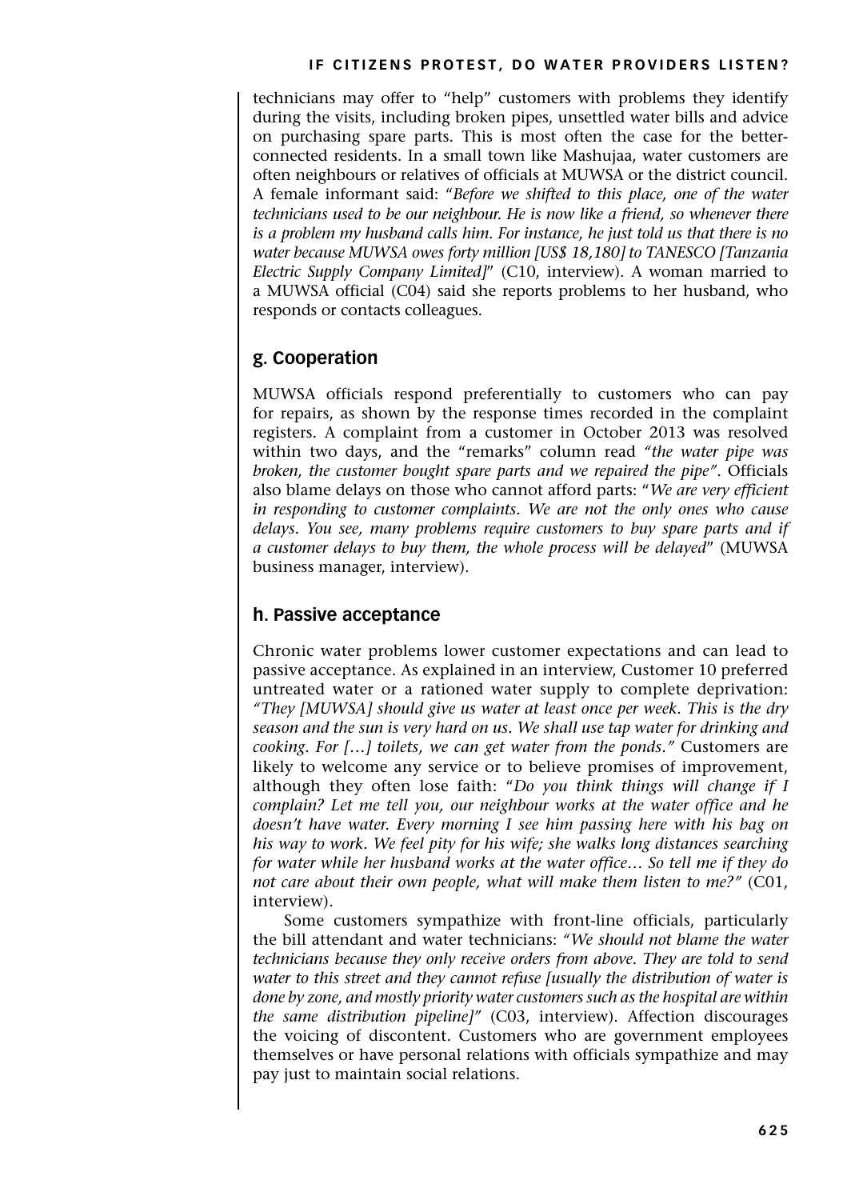technicians may offer to "help" customers with problems they identify during the visits, including broken pipes, unsettled water bills and advice on purchasing spare parts. This is most often the case for the better-connected residents. In a small town like Mashujaa, water customers are often neighbours or relatives of officials at MUWSA or the district council. A female informant said: "*Before we shifted to this place, one of the water technicians used to be our neighbour. He is now like a friend, so whenever there is a problem my husband calls him. For instance, he just told us that there is no water because MUWSA owes forty million [US$ 18,180] to TANESCO [Tanzania Electric Supply Company Limited]*" (C10, interview). A woman married to a MUWSA official (C04) said she reports problems to her husband, who responds or contacts colleagues.

## g. Cooperation

MUWSA officials respond preferentially to customers who can pay for repairs, as shown by the response times recorded in the complaint registers. A complaint from a customer in October 2013 was resolved within two days, and the "remarks" column read *"the water pipe was broken, the customer bought spare parts and we repaired the pipe"*. Officials also blame delays on those who cannot afford parts: "*We are very efficient in responding to customer complaints. We are not the only ones who cause delays. You see, many problems require customers to buy spare parts and if a customer delays to buy them, the whole process will be delayed*" (MUWSA business manager, interview).

## h. Passive acceptance

Chronic water problems lower customer expectations and can lead to passive acceptance. As explained in an interview, Customer 10 preferred untreated water or a rationed water supply to complete deprivation: *"They [MUWSA] should give us water at least once per week. This is the dry season and the sun is very hard on us. We shall use tap water for drinking and cooking. For […] toilets, we can get water from the ponds."* Customers are likely to welcome any service or to believe promises of improvement, although they often lose faith: "*Do you think things will change if I complain? Let me tell you, our neighbour works at the water office and he doesn't have water. Every morning I see him passing here with his bag on his way to work. We feel pity for his wife; she walks long distances searching for water while her husband works at the water office… So tell me if they do not care about their own people, what will make them listen to me?"* (C01, interview).

Some customers sympathize with front-line officials, particularly the bill attendant and water technicians: *"We should not blame the water technicians because they only receive orders from above. They are told to send water to this street and they cannot refuse [usually the distribution of water is done by zone, and mostly priority water customers such as the hospital are within the same distribution pipeline]"* (C03, interview). Affection discourages the voicing of discontent. Customers who are government employees themselves or have personal relations with officials sympathize and may pay just to maintain social relations.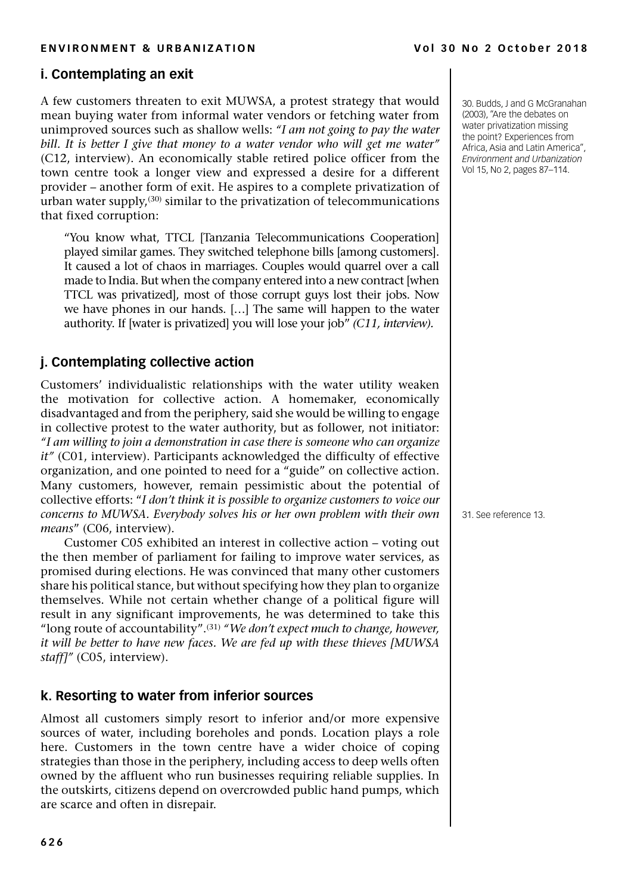## i. Contemplating an exit

A few customers threaten to exit MUWSA, a protest strategy that would mean buying water from informal water vendors or fetching water from unimproved sources such as shallow wells: *"I am not going to pay the water bill. It is better I give that money to a water vendor who will get me water"* (C12, interview). An economically stable retired police officer from the town centre took a longer view and expressed a desire for a different provider – another form of exit. He aspires to a complete privatization of urban water supply,[30] similar to the privatization of telecommunications that fixed corruption:

> "You know what, TTCL [Tanzania Telecommunications Cooperation] played similar games. They switched telephone bills [among customers]. It caused a lot of chaos in marriages. Couples would quarrel over a call made to India. But when the company entered into a new contract [when TTCL was privatized], most of those corrupt guys lost their jobs. Now we have phones in our hands. […] The same will happen to the water authority. If [water is privatized] you will lose your job" *(C11, interview).*

30. Budds, J and G McGranahan (2003), "Are the debates on water privatization missing the point? Experiences from Africa, Asia and Latin America", *Environment and Urbanization* Vol 15, No 2, pages 87–114.

## j. Contemplating collective action

Customers' individualistic relationships with the water utility weaken the motivation for collective action. A homemaker, economically disadvantaged and from the periphery, said she would be willing to engage in collective protest to the water authority, but as follower, not initiator: *"I am willing to join a demonstration in case there is someone who can organize it"* (C01, interview). Participants acknowledged the difficulty of effective organization, and one pointed to need for a "guide" on collective action. Many customers, however, remain pessimistic about the potential of collective efforts: "*I don't think it is possible to organize customers to voice our concerns to MUWSA. Everybody solves his or her own problem with their own means*" (C06, interview).

Customer C05 exhibited an interest in collective action – voting out the then member of parliament for failing to improve water services, as promised during elections. He was convinced that many other customers share his political stance, but without specifying how they plan to organize themselves. While not certain whether change of a political figure will result in any significant improvements, he was determined to take this "long route of accountability".[31] *"We don't expect much to change, however, it will be better to have new faces. We are fed up with these thieves [MUWSA staff]"* (C05, interview).

31. See reference 13.

## k. Resorting to water from inferior sources

Almost all customers simply resort to inferior and/or more expensive sources of water, including boreholes and ponds. Location plays a role here. Customers in the town centre have a wider choice of coping strategies than those in the periphery, including access to deep wells often owned by the affluent who run businesses requiring reliable supplies. In the outskirts, citizens depend on overcrowded public hand pumps, which are scarce and often in disrepair.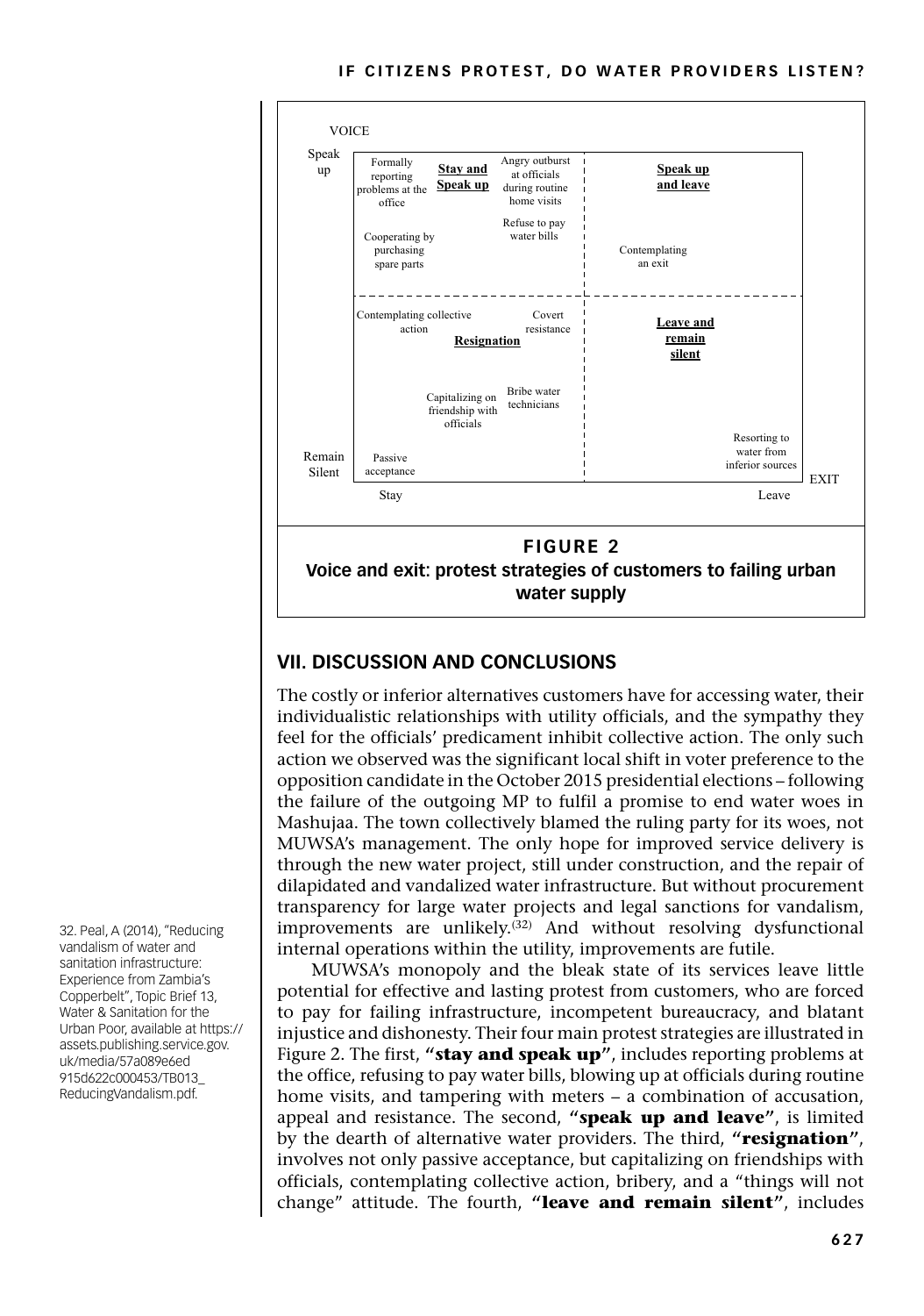VOICE

Speak up

| | Stay | | Leave |
|---|---|---|---|
| **Speak up** | Formally reporting problems at the office; **Stay and Speak up**; Angry outburst at officials during routine home visits; Refuse to pay water bills; Cooperating by purchasing spare parts | | **Speak up and leave**; Contemplating an exit |
| **Remain Silent** | Contemplating collective action; Covert resistance; **Resignation**; Capitalizing on friendship with officials; Bribe water technicians; Passive acceptance | | **Leave and remain silent**; Resorting to water from inferior sources |

EXIT

**FIGURE 2**

**Voice and exit: protest strategies of customers to failing urban water supply**

## VII. DISCUSSION AND CONCLUSIONS

The costly or inferior alternatives customers have for accessing water, their individualistic relationships with utility officials, and the sympathy they feel for the officials' predicament inhibit collective action. The only such action we observed was the significant local shift in voter preference to the opposition candidate in the October 2015 presidential elections – following the failure of the outgoing MP to fulfil a promise to end water woes in Mashujaa. The town collectively blamed the ruling party for its woes, not MUWSA's management. The only hope for improved service delivery is through the new water project, still under construction, and the repair of dilapidated and vandalized water infrastructure. But without procurement transparency for large water projects and legal sanctions for vandalism, improvements are unlikely.[32] And without resolving dysfunctional internal operations within the utility, improvements are futile.

MUWSA's monopoly and the bleak state of its services leave little potential for effective and lasting protest from customers, who are forced to pay for failing infrastructure, incompetent bureaucracy, and blatant injustice and dishonesty. Their four main protest strategies are illustrated in Figure 2. The first, **"stay and speak up"**, includes reporting problems at the office, refusing to pay water bills, blowing up at officials during routine home visits, and tampering with meters – a combination of accusation, appeal and resistance. The second, **"speak up and leave"**, is limited by the dearth of alternative water providers. The third, **"resignation"**, involves not only passive acceptance, but capitalizing on friendships with officials, contemplating collective action, bribery, and a "things will not change" attitude. The fourth, **"leave and remain silent"**, includes

32. Peal, A (2014), "Reducing vandalism of water and sanitation infrastructure: Experience from Zambia's Copperbelt", Topic Brief 13, Water & Sanitation for the Urban Poor, available at https://assets.publishing.service.gov.uk/media/57a089e6ed915d622c000453/TB013_ReducingVandalism.pdf.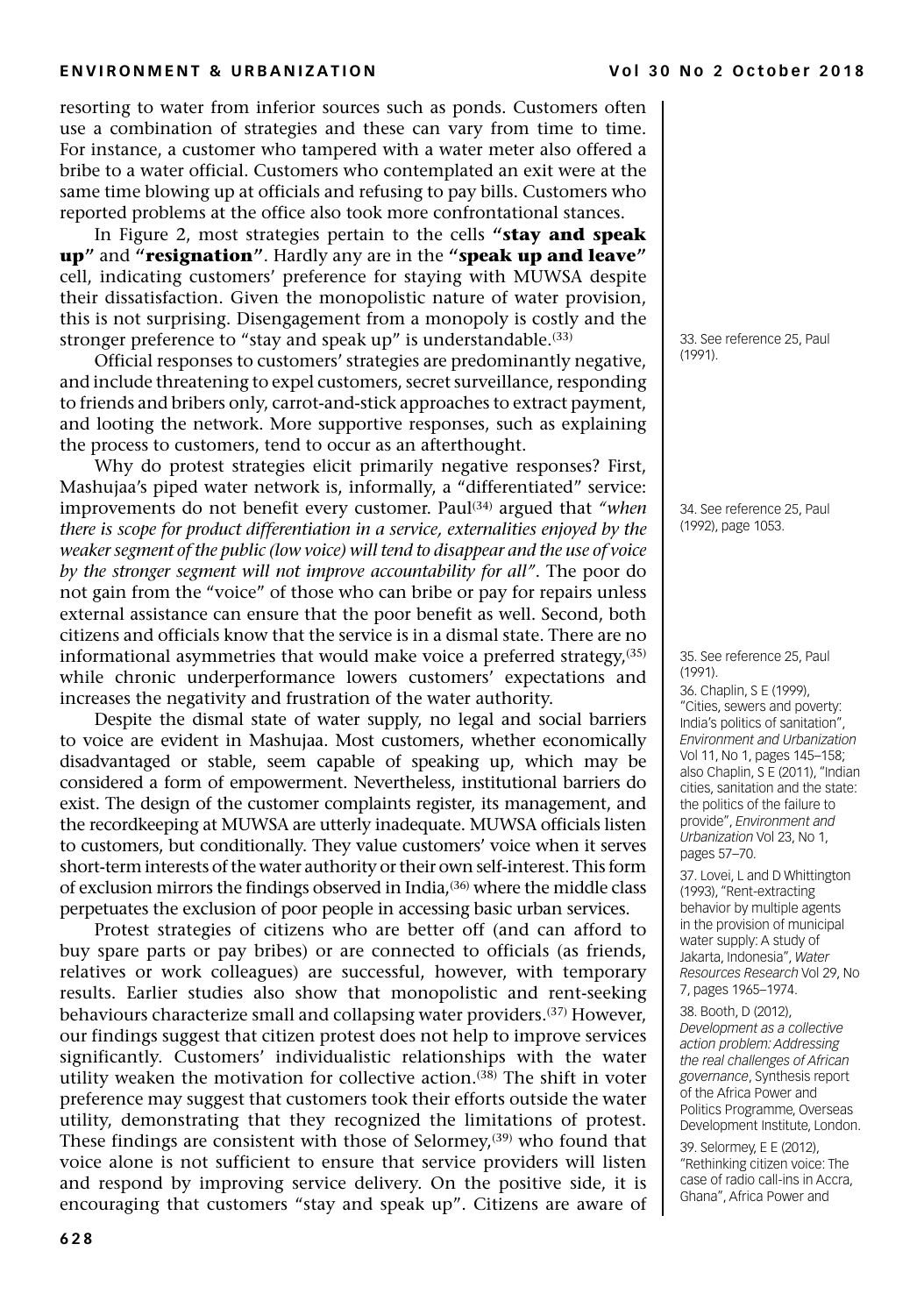resorting to water from inferior sources such as ponds. Customers often use a combination of strategies and these can vary from time to time. For instance, a customer who tampered with a water meter also offered a bribe to a water official. Customers who contemplated an exit were at the same time blowing up at officials and refusing to pay bills. Customers who reported problems at the office also took more confrontational stances.

In Figure 2, most strategies pertain to the cells **"stay and speak up"** and **"resignation"**. Hardly any are in the **"speak up and leave"** cell, indicating customers' preference for staying with MUWSA despite their dissatisfaction. Given the monopolistic nature of water provision, this is not surprising. Disengagement from a monopoly is costly and the stronger preference to "stay and speak up" is understandable.[33]

Official responses to customers' strategies are predominantly negative, and include threatening to expel customers, secret surveillance, responding to friends and bribers only, carrot-and-stick approaches to extract payment, and looting the network. More supportive responses, such as explaining the process to customers, tend to occur as an afterthought.

Why do protest strategies elicit primarily negative responses? First, Mashujaa's piped water network is, informally, a "differentiated" service: improvements do not benefit every customer. Paul[34] argued that *"when there is scope for product differentiation in a service, externalities enjoyed by the weaker segment of the public (low voice) will tend to disappear and the use of voice by the stronger segment will not improve accountability for all"*. The poor do not gain from the "voice" of those who can bribe or pay for repairs unless external assistance can ensure that the poor benefit as well. Second, both citizens and officials know that the service is in a dismal state. There are no informational asymmetries that would make voice a preferred strategy,[35] while chronic underperformance lowers customers' expectations and increases the negativity and frustration of the water authority.

Despite the dismal state of water supply, no legal and social barriers to voice are evident in Mashujaa. Most customers, whether economically disadvantaged or stable, seem capable of speaking up, which may be considered a form of empowerment. Nevertheless, institutional barriers do exist. The design of the customer complaints register, its management, and the recordkeeping at MUWSA are utterly inadequate. MUWSA officials listen to customers, but conditionally. They value customers' voice when it serves short-term interests of the water authority or their own self-interest. This form of exclusion mirrors the findings observed in India,[36] where the middle class perpetuates the exclusion of poor people in accessing basic urban services.

Protest strategies of citizens who are better off (and can afford to buy spare parts or pay bribes) or are connected to officials (as friends, relatives or work colleagues) are successful, however, with temporary results. Earlier studies also show that monopolistic and rent-seeking behaviours characterize small and collapsing water providers.[37] However, our findings suggest that citizen protest does not help to improve services significantly. Customers' individualistic relationships with the water utility weaken the motivation for collective action.[38] The shift in voter preference may suggest that customers took their efforts outside the water utility, demonstrating that they recognized the limitations of protest. These findings are consistent with those of Selormey,[39] who found that voice alone is not sufficient to ensure that service providers will listen and respond by improving service delivery. On the positive side, it is encouraging that customers "stay and speak up". Citizens are aware of

33. See reference 25, Paul (1991).

34. See reference 25, Paul (1992), page 1053.

35. See reference 25, Paul (1991).

36. Chaplin, S E (1999), "Cities, sewers and poverty: India's politics of sanitation", *Environment and Urbanization* Vol 11, No 1, pages 145–158; also Chaplin, S E (2011), "Indian cities, sanitation and the state: the politics of the failure to provide", *Environment and Urbanization* Vol 23, No 1, pages 57–70.

37. Lovei, L and D Whittington (1993), "Rent-extracting behavior by multiple agents in the provision of municipal water supply: A study of Jakarta, Indonesia", *Water Resources Research* Vol 29, No 7, pages 1965–1974.

38. Booth, D (2012), *Development as a collective action problem: Addressing the real challenges of African governance*, Synthesis report of the Africa Power and Politics Programme, Overseas Development Institute, London.

39. Selormey, E E (2012), "Rethinking citizen voice: The case of radio call-ins in Accra, Ghana", Africa Power and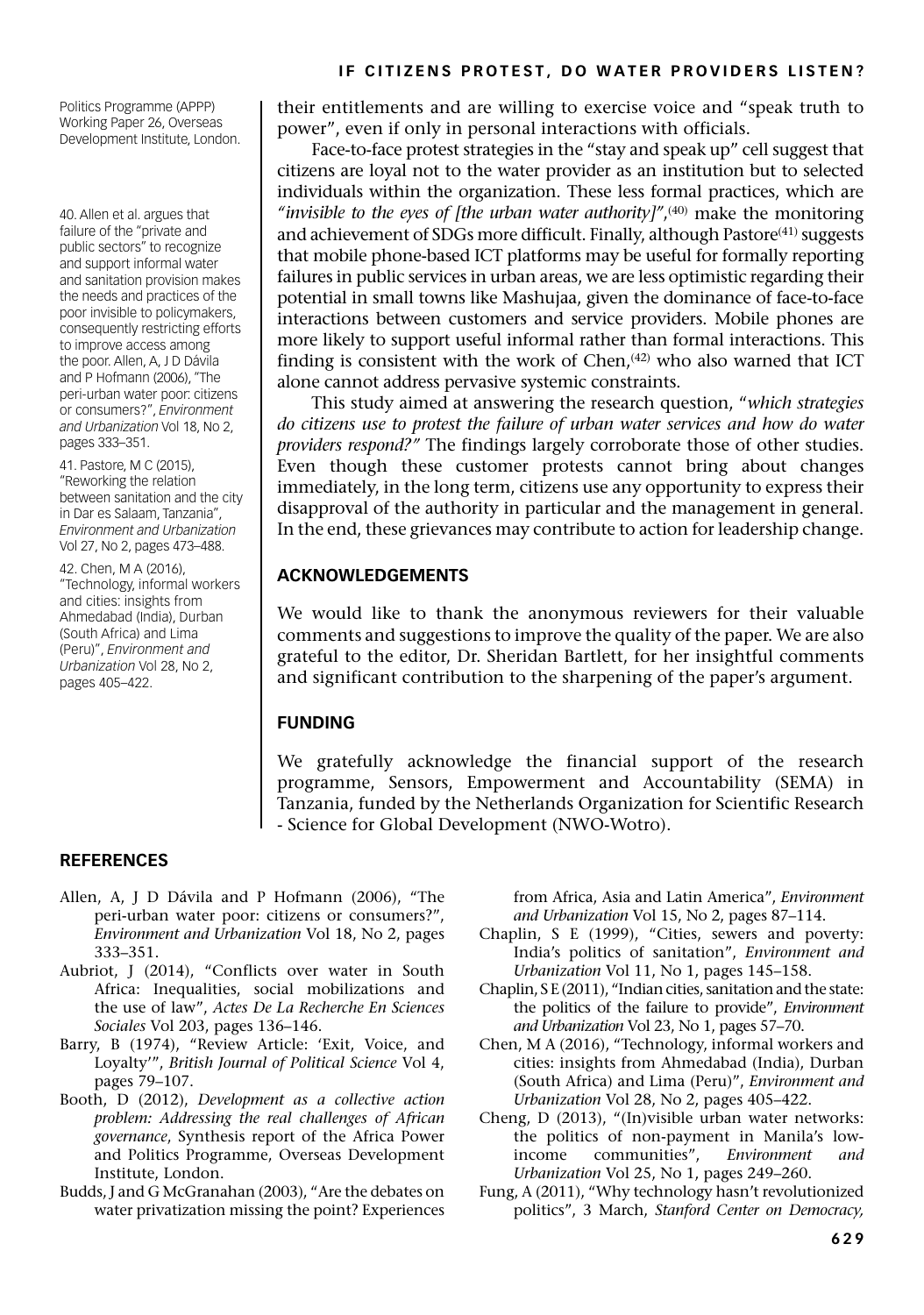their entitlements and are willing to exercise voice and "speak truth to power", even if only in personal interactions with officials.

Face-to-face protest strategies in the "stay and speak up" cell suggest that citizens are loyal not to the water provider as an institution but to selected individuals within the organization. These less formal practices, which are *"invisible to the eyes of [the urban water authority]"*,[40] make the monitoring and achievement of SDGs more difficult. Finally, although Pastore[41] suggests that mobile phone-based ICT platforms may be useful for formally reporting failures in public services in urban areas, we are less optimistic regarding their potential in small towns like Mashujaa, given the dominance of face-to-face interactions between customers and service providers. Mobile phones are more likely to support useful informal rather than formal interactions. This finding is consistent with the work of Chen,[42] who also warned that ICT alone cannot address pervasive systemic constraints.

This study aimed at answering the research question, "*which strategies do citizens use to protest the failure of urban water services and how do water providers respond?"* The findings largely corroborate those of other studies. Even though these customer protests cannot bring about changes immediately, in the long term, citizens use any opportunity to express their disapproval of the authority in particular and the management in general. In the end, these grievances may contribute to action for leadership change.

Politics Programme (APPP) Working Paper 26, Overseas Development Institute, London.

40. Allen et al. argues that failure of the "private and public sectors" to recognize and support informal water and sanitation provision makes the needs and practices of the poor invisible to policymakers, consequently restricting efforts to improve access among the poor. Allen, A, J D Dávila and P Hofmann (2006), "The peri-urban water poor: citizens or consumers?", *Environment and Urbanization* Vol 18, No 2, pages 333–351.

41. Pastore, M C (2015), "Reworking the relation between sanitation and the city in Dar es Salaam, Tanzania", *Environment and Urbanization* Vol 27, No 2, pages 473–488.

42. Chen, M A (2016), "Technology, informal workers and cities: insights from Ahmedabad (India), Durban (South Africa) and Lima (Peru)", *Environment and Urbanization* Vol 28, No 2, pages 405–422.

## ACKNOWLEDGEMENTS

We would like to thank the anonymous reviewers for their valuable comments and suggestions to improve the quality of the paper. We are also grateful to the editor, Dr. Sheridan Bartlett, for her insightful comments and significant contribution to the sharpening of the paper's argument.

## FUNDING

We gratefully acknowledge the financial support of the research programme, Sensors, Empowerment and Accountability (SEMA) in Tanzania, funded by the Netherlands Organization for Scientific Research - Science for Global Development (NWO-Wotro).

## REFERENCES

Allen, A, J D Dávila and P Hofmann (2006), "The peri-urban water poor: citizens or consumers?", *Environment and Urbanization* Vol 18, No 2, pages 333–351.

Aubriot, J (2014), "Conflicts over water in South Africa: Inequalities, social mobilizations and the use of law", *Actes De La Recherche En Sciences Sociales* Vol 203, pages 136–146.

Barry, B (1974), "Review Article: 'Exit, Voice, and Loyalty'", *British Journal of Political Science* Vol 4, pages 79–107.

Booth, D (2012), *Development as a collective action problem: Addressing the real challenges of African governance*, Synthesis report of the Africa Power and Politics Programme, Overseas Development Institute, London.

Budds, J and G McGranahan (2003), "Are the debates on water privatization missing the point? Experiences from Africa, Asia and Latin America", *Environment and Urbanization* Vol 15, No 2, pages 87–114.

Chaplin, S E (1999), "Cities, sewers and poverty: India's politics of sanitation", *Environment and Urbanization* Vol 11, No 1, pages 145–158.

Chaplin, S E (2011), "Indian cities, sanitation and the state: the politics of the failure to provide", *Environment and Urbanization* Vol 23, No 1, pages 57–70.

Chen, M A (2016), "Technology, informal workers and cities: insights from Ahmedabad (India), Durban (South Africa) and Lima (Peru)", *Environment and Urbanization* Vol 28, No 2, pages 405–422.

Cheng, D (2013), "(In)visible urban water networks: the politics of non-payment in Manila's low-income communities", *Environment and Urbanization* Vol 25, No 1, pages 249–260.

Fung, A (2011), "Why technology hasn't revolutionized politics", 3 March, *Stanford Center on Democracy,*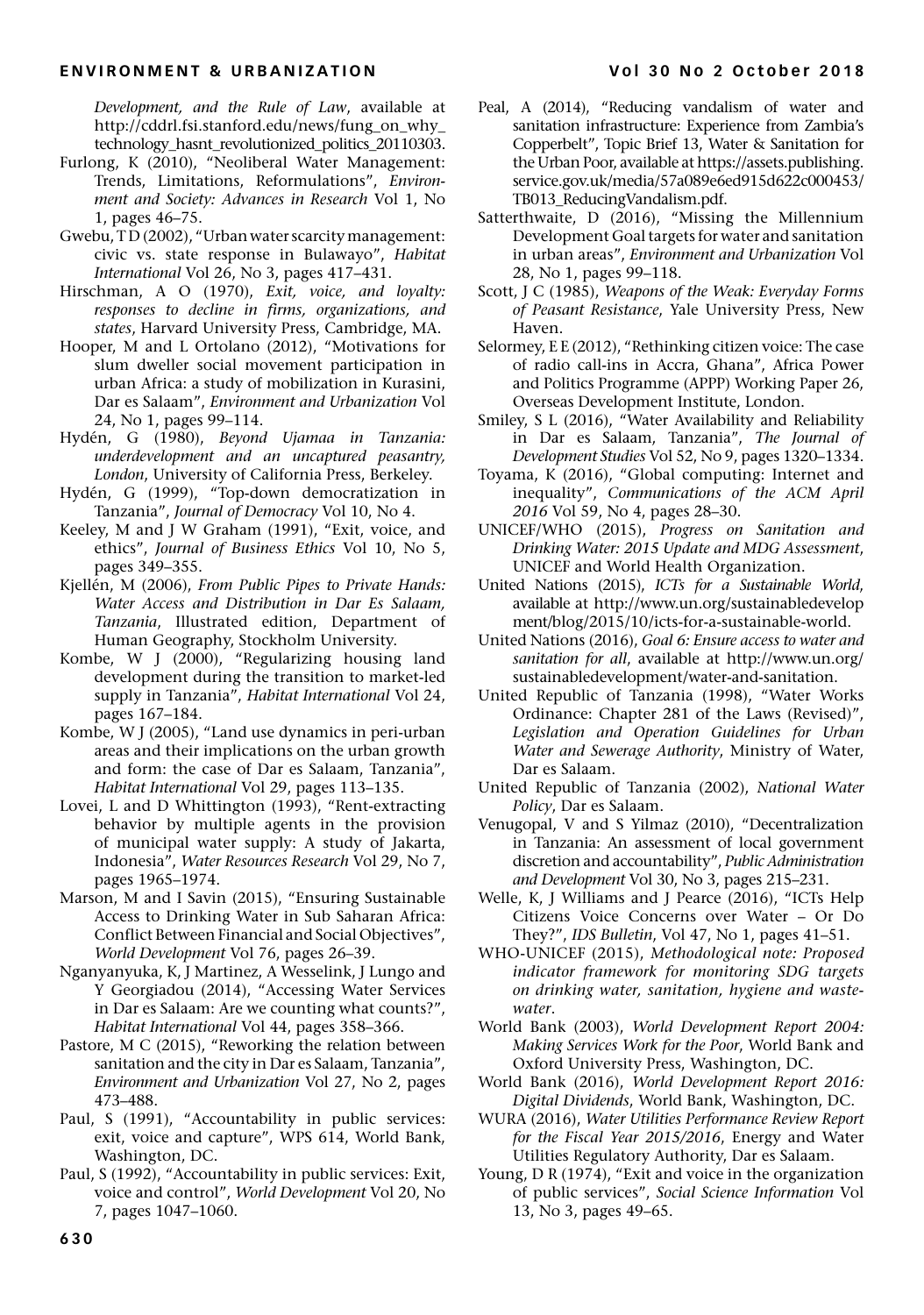*Development, and the Rule of Law*, available at http://cddrl.fsi.stanford.edu/news/fung_on_why_technology_hasnt_revolutionized_politics_20110303.

Furlong, K (2010), "Neoliberal Water Management: Trends, Limitations, Reformulations", *Environment and Society: Advances in Research* Vol 1, No 1, pages 46–75.

Gwebu, T D (2002), "Urban water scarcity management: civic vs. state response in Bulawayo", *Habitat International* Vol 26, No 3, pages 417–431.

Hirschman, A O (1970), *Exit, voice, and loyalty: responses to decline in firms, organizations, and states*, Harvard University Press, Cambridge, MA.

Hooper, M and L Ortolano (2012), "Motivations for slum dweller social movement participation in urban Africa: a study of mobilization in Kurasini, Dar es Salaam", *Environment and Urbanization* Vol 24, No 1, pages 99–114.

Hydén, G (1980), *Beyond Ujamaa in Tanzania: underdevelopment and an uncaptured peasantry, London*, University of California Press, Berkeley.

Hydén, G (1999), "Top-down democratization in Tanzania", *Journal of Democracy* Vol 10, No 4.

Keeley, M and J W Graham (1991), "Exit, voice, and ethics", *Journal of Business Ethics* Vol 10, No 5, pages 349–355.

Kjellén, M (2006), *From Public Pipes to Private Hands: Water Access and Distribution in Dar Es Salaam, Tanzania*, Illustrated edition, Department of Human Geography, Stockholm University.

Kombe, W J (2000), "Regularizing housing land development during the transition to market-led supply in Tanzania", *Habitat International* Vol 24, pages 167–184.

Kombe, W J (2005), "Land use dynamics in peri-urban areas and their implications on the urban growth and form: the case of Dar es Salaam, Tanzania", *Habitat International* Vol 29, pages 113–135.

Lovei, L and D Whittington (1993), "Rent-extracting behavior by multiple agents in the provision of municipal water supply: A study of Jakarta, Indonesia", *Water Resources Research* Vol 29, No 7, pages 1965–1974.

Marson, M and I Savin (2015), "Ensuring Sustainable Access to Drinking Water in Sub Saharan Africa: Conflict Between Financial and Social Objectives", *World Development* Vol 76, pages 26–39.

Nganyanyuka, K, J Martinez, A Wesselink, J Lungo and Y Georgiadou (2014), "Accessing Water Services in Dar es Salaam: Are we counting what counts?", *Habitat International* Vol 44, pages 358–366.

Pastore, M C (2015), "Reworking the relation between sanitation and the city in Dar es Salaam, Tanzania", *Environment and Urbanization* Vol 27, No 2, pages 473–488.

Paul, S (1991), "Accountability in public services: exit, voice and capture", WPS 614, World Bank, Washington, DC.

Paul, S (1992), "Accountability in public services: Exit, voice and control", *World Development* Vol 20, No 7, pages 1047–1060.

Peal, A (2014), "Reducing vandalism of water and sanitation infrastructure: Experience from Zambia's Copperbelt", Topic Brief 13, Water & Sanitation for the Urban Poor, available at https://assets.publishing.service.gov.uk/media/57a089e6ed915d622c000453/TB013_ReducingVandalism.pdf.

Satterthwaite, D (2016), "Missing the Millennium Development Goal targets for water and sanitation in urban areas", *Environment and Urbanization* Vol 28, No 1, pages 99–118.

Scott, J C (1985), *Weapons of the Weak: Everyday Forms of Peasant Resistance*, Yale University Press, New Haven.

Selormey, E E (2012), "Rethinking citizen voice: The case of radio call-ins in Accra, Ghana", Africa Power and Politics Programme (APPP) Working Paper 26, Overseas Development Institute, London.

Smiley, S L (2016), "Water Availability and Reliability in Dar es Salaam, Tanzania", *The Journal of Development Studies* Vol 52, No 9, pages 1320–1334.

Toyama, K (2016), "Global computing: Internet and inequality", *Communications of the ACM April 2016* Vol 59, No 4, pages 28–30.

UNICEF/WHO (2015), *Progress on Sanitation and Drinking Water: 2015 Update and MDG Assessment*, UNICEF and World Health Organization.

United Nations (2015), *ICTs for a Sustainable World*, available at http://www.un.org/sustainabledevelopment/blog/2015/10/icts-for-a-sustainable-world.

United Nations (2016), *Goal 6: Ensure access to water and sanitation for all*, available at http://www.un.org/sustainabledevelopment/water-and-sanitation.

United Republic of Tanzania (1998), "Water Works Ordinance: Chapter 281 of the Laws (Revised)", *Legislation and Operation Guidelines for Urban Water and Sewerage Authority*, Ministry of Water, Dar es Salaam.

United Republic of Tanzania (2002), *National Water Policy*, Dar es Salaam.

Venugopal, V and S Yilmaz (2010), "Decentralization in Tanzania: An assessment of local government discretion and accountability", *Public Administration and Development* Vol 30, No 3, pages 215–231.

Welle, K, J Williams and J Pearce (2016), "ICTs Help Citizens Voice Concerns over Water – Or Do They?", *IDS Bulletin*, Vol 47, No 1, pages 41–51.

WHO-UNICEF (2015), *Methodological note: Proposed indicator framework for monitoring SDG targets on drinking water, sanitation, hygiene and wastewater*.

World Bank (2003), *World Development Report 2004: Making Services Work for the Poor*, World Bank and Oxford University Press, Washington, DC.

World Bank (2016), *World Development Report 2016: Digital Dividends*, World Bank, Washington, DC.

WURA (2016), *Water Utilities Performance Review Report for the Fiscal Year 2015/2016*, Energy and Water Utilities Regulatory Authority, Dar es Salaam.

Young, D R (1974), "Exit and voice in the organization of public services", *Social Science Information* Vol 13, No 3, pages 49–65.